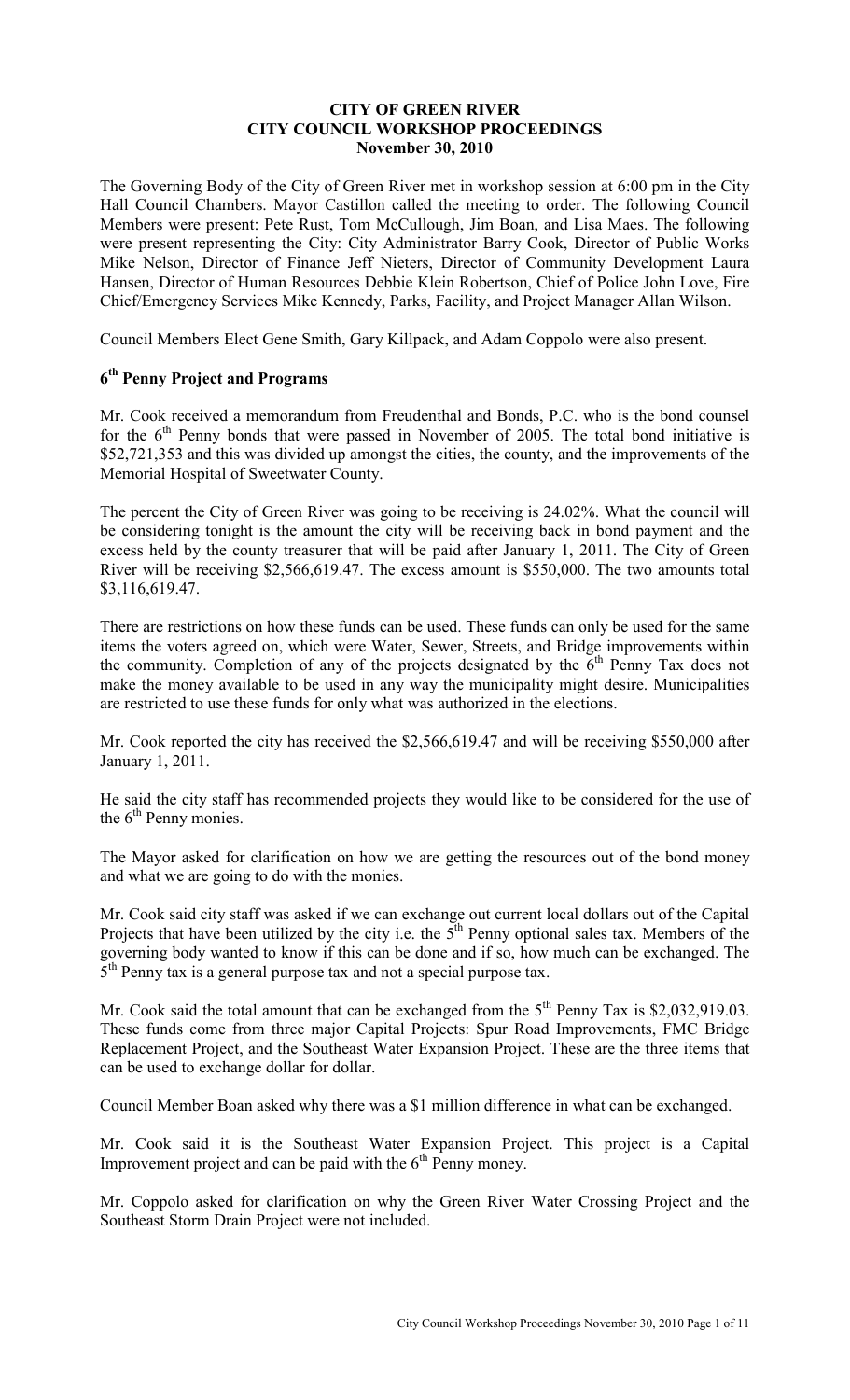**CITY OF GREEN RIVER**
**CITY COUNCIL WORKSHOP PROCEEDINGS**
**November 30, 2010**

The Governing Body of the City of Green River met in workshop session at 6:00 pm in the City Hall Council Chambers. Mayor Castillon called the meeting to order. The following Council Members were present: Pete Rust, Tom McCullough, Jim Boan, and Lisa Maes. The following were present representing the City: City Administrator Barry Cook, Director of Public Works Mike Nelson, Director of Finance Jeff Nieters, Director of Community Development Laura Hansen, Director of Human Resources Debbie Klein Robertson, Chief of Police John Love, Fire Chief/Emergency Services Mike Kennedy, Parks, Facility, and Project Manager Allan Wilson.

Council Members Elect Gene Smith, Gary Killpack, and Adam Coppolo were also present.

## 6th Penny Project and Programs

Mr. Cook received a memorandum from Freudenthal and Bonds, P.C. who is the bond counsel for the 6th Penny bonds that were passed in November of 2005. The total bond initiative is $52,721,353 and this was divided up amongst the cities, the county, and the improvements of the Memorial Hospital of Sweetwater County.

The percent the City of Green River was going to be receiving is 24.02%. What the council will be considering tonight is the amount the city will be receiving back in bond payment and the excess held by the county treasurer that will be paid after January 1, 2011. The City of Green River will be receiving $2,566,619.47. The excess amount is $550,000. The two amounts total $3,116,619.47.

There are restrictions on how these funds can be used. These funds can only be used for the same items the voters agreed on, which were Water, Sewer, Streets, and Bridge improvements within the community. Completion of any of the projects designated by the 6th Penny Tax does not make the money available to be used in any way the municipality might desire. Municipalities are restricted to use these funds for only what was authorized in the elections.

Mr. Cook reported the city has received the $2,566,619.47 and will be receiving $550,000 after January 1, 2011.

He said the city staff has recommended projects they would like to be considered for the use of the 6th Penny monies.

The Mayor asked for clarification on how we are getting the resources out of the bond money and what we are going to do with the monies.

Mr. Cook said city staff was asked if we can exchange out current local dollars out of the Capital Projects that have been utilized by the city i.e. the 5th Penny optional sales tax. Members of the governing body wanted to know if this can be done and if so, how much can be exchanged. The 5th Penny tax is a general purpose tax and not a special purpose tax.

Mr. Cook said the total amount that can be exchanged from the 5th Penny Tax is $2,032,919.03. These funds come from three major Capital Projects: Spur Road Improvements, FMC Bridge Replacement Project, and the Southeast Water Expansion Project. These are the three items that can be used to exchange dollar for dollar.

Council Member Boan asked why there was a $1 million difference in what can be exchanged.

Mr. Cook said it is the Southeast Water Expansion Project. This project is a Capital Improvement project and can be paid with the 6th Penny money.

Mr. Coppolo asked for clarification on why the Green River Water Crossing Project and the Southeast Storm Drain Project were not included.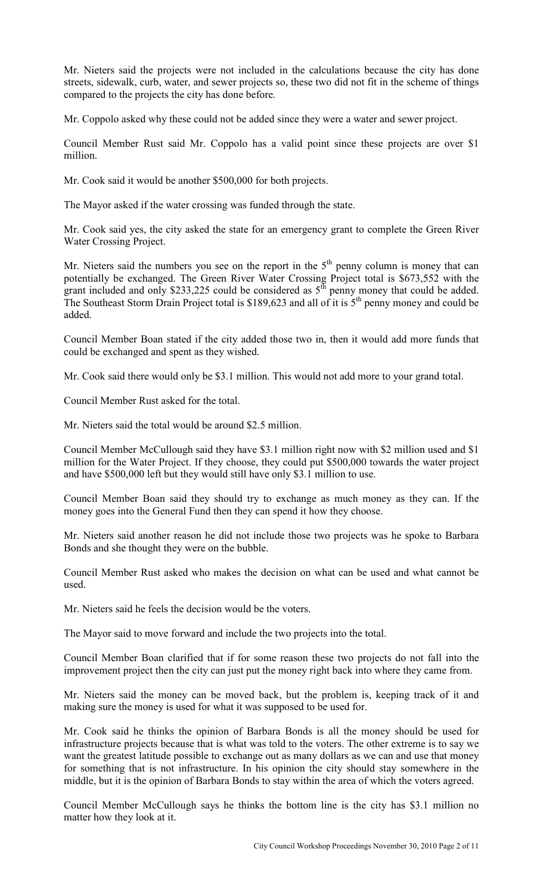Mr. Nieters said the projects were not included in the calculations because the city has done streets, sidewalk, curb, water, and sewer projects so, these two did not fit in the scheme of things compared to the projects the city has done before.

Mr. Coppolo asked why these could not be added since they were a water and sewer project.

Council Member Rust said Mr. Coppolo has a valid point since these projects are over $1 million.

Mr. Cook said it would be another $500,000 for both projects.

The Mayor asked if the water crossing was funded through the state.

Mr. Cook said yes, the city asked the state for an emergency grant to complete the Green River Water Crossing Project.

Mr. Nieters said the numbers you see on the report in the 5th penny column is money that can potentially be exchanged. The Green River Water Crossing Project total is $673,552 with the grant included and only $233,225 could be considered as 5th penny money that could be added. The Southeast Storm Drain Project total is $189,623 and all of it is 5th penny money and could be added.

Council Member Boan stated if the city added those two in, then it would add more funds that could be exchanged and spent as they wished.

Mr. Cook said there would only be $3.1 million. This would not add more to your grand total.

Council Member Rust asked for the total.

Mr. Nieters said the total would be around $2.5 million.

Council Member McCullough said they have $3.1 million right now with $2 million used and $1 million for the Water Project. If they choose, they could put $500,000 towards the water project and have $500,000 left but they would still have only $3.1 million to use.

Council Member Boan said they should try to exchange as much money as they can. If the money goes into the General Fund then they can spend it how they choose.

Mr. Nieters said another reason he did not include those two projects was he spoke to Barbara Bonds and she thought they were on the bubble.

Council Member Rust asked who makes the decision on what can be used and what cannot be used.

Mr. Nieters said he feels the decision would be the voters.

The Mayor said to move forward and include the two projects into the total.

Council Member Boan clarified that if for some reason these two projects do not fall into the improvement project then the city can just put the money right back into where they came from.

Mr. Nieters said the money can be moved back, but the problem is, keeping track of it and making sure the money is used for what it was supposed to be used for.

Mr. Cook said he thinks the opinion of Barbara Bonds is all the money should be used for infrastructure projects because that is what was told to the voters. The other extreme is to say we want the greatest latitude possible to exchange out as many dollars as we can and use that money for something that is not infrastructure. In his opinion the city should stay somewhere in the middle, but it is the opinion of Barbara Bonds to stay within the area of which the voters agreed.

Council Member McCullough says he thinks the bottom line is the city has $3.1 million no matter how they look at it.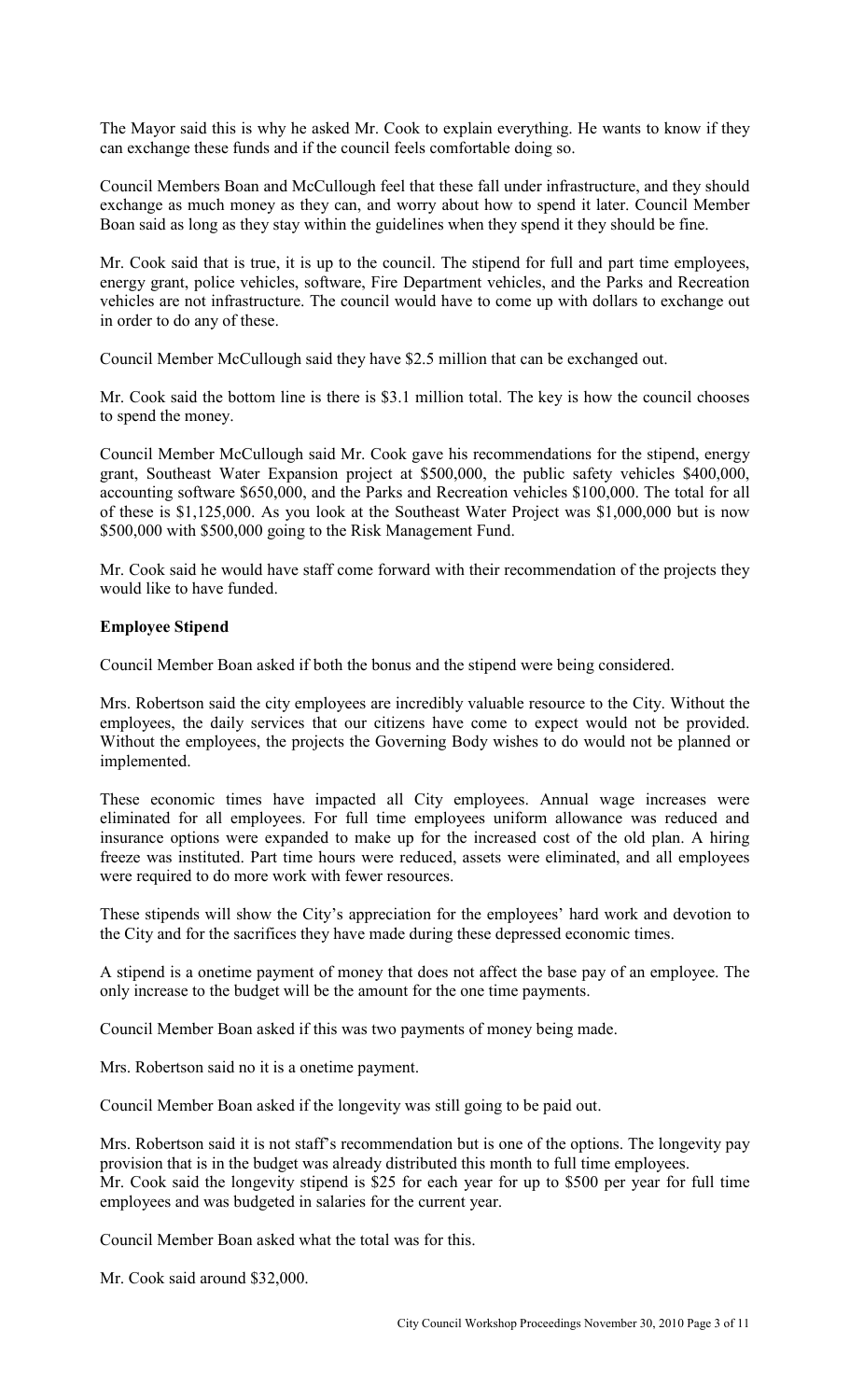The Mayor said this is why he asked Mr. Cook to explain everything. He wants to know if they can exchange these funds and if the council feels comfortable doing so.

Council Members Boan and McCullough feel that these fall under infrastructure, and they should exchange as much money as they can, and worry about how to spend it later. Council Member Boan said as long as they stay within the guidelines when they spend it they should be fine.

Mr. Cook said that is true, it is up to the council. The stipend for full and part time employees, energy grant, police vehicles, software, Fire Department vehicles, and the Parks and Recreation vehicles are not infrastructure. The council would have to come up with dollars to exchange out in order to do any of these.

Council Member McCullough said they have $2.5 million that can be exchanged out.

Mr. Cook said the bottom line is there is $3.1 million total. The key is how the council chooses to spend the money.

Council Member McCullough said Mr. Cook gave his recommendations for the stipend, energy grant, Southeast Water Expansion project at $500,000, the public safety vehicles $400,000, accounting software $650,000, and the Parks and Recreation vehicles $100,000. The total for all of these is $1,125,000. As you look at the Southeast Water Project was $1,000,000 but is now $500,000 with $500,000 going to the Risk Management Fund.

Mr. Cook said he would have staff come forward with their recommendation of the projects they would like to have funded.

**Employee Stipend**

Council Member Boan asked if both the bonus and the stipend were being considered.

Mrs. Robertson said the city employees are incredibly valuable resource to the City. Without the employees, the daily services that our citizens have come to expect would not be provided. Without the employees, the projects the Governing Body wishes to do would not be planned or implemented.

These economic times have impacted all City employees. Annual wage increases were eliminated for all employees. For full time employees uniform allowance was reduced and insurance options were expanded to make up for the increased cost of the old plan. A hiring freeze was instituted. Part time hours were reduced, assets were eliminated, and all employees were required to do more work with fewer resources.

These stipends will show the City's appreciation for the employees' hard work and devotion to the City and for the sacrifices they have made during these depressed economic times.

A stipend is a onetime payment of money that does not affect the base pay of an employee. The only increase to the budget will be the amount for the one time payments.

Council Member Boan asked if this was two payments of money being made.

Mrs. Robertson said no it is a onetime payment.

Council Member Boan asked if the longevity was still going to be paid out.

Mrs. Robertson said it is not staff's recommendation but is one of the options. The longevity pay provision that is in the budget was already distributed this month to full time employees.
Mr. Cook said the longevity stipend is $25 for each year for up to $500 per year for full time employees and was budgeted in salaries for the current year.

Council Member Boan asked what the total was for this.

Mr. Cook said around $32,000.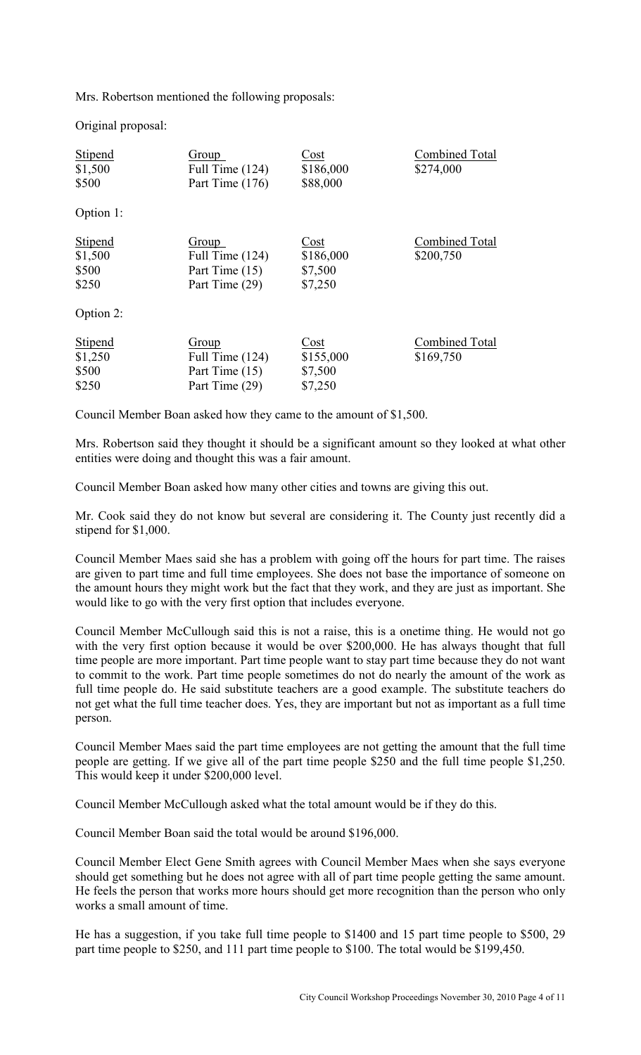Mrs. Robertson mentioned the following proposals:

Original proposal:

| Stipend | Group | Cost | Combined Total |
| --- | --- | --- | --- |
| $1,500 | Full Time (124) | $186,000 | $274,000 |
| $500 | Part Time (176) | $88,000 | |

Option 1:

| Stipend | Group | Cost | Combined Total |
| --- | --- | --- | --- |
| $1,500 | Full Time (124) | $186,000 | $200,750 |
| $500 | Part Time (15) | $7,500 | |
| $250 | Part Time (29) | $7,250 | |

Option 2:

| Stipend | Group | Cost | Combined Total |
| --- | --- | --- | --- |
| $1,250 | Full Time (124) | $155,000 | $169,750 |
| $500 | Part Time (15) | $7,500 | |
| $250 | Part Time (29) | $7,250 | |

Council Member Boan asked how they came to the amount of $1,500.

Mrs. Robertson said they thought it should be a significant amount so they looked at what other entities were doing and thought this was a fair amount.

Council Member Boan asked how many other cities and towns are giving this out.

Mr. Cook said they do not know but several are considering it. The County just recently did a stipend for $1,000.

Council Member Maes said she has a problem with going off the hours for part time. The raises are given to part time and full time employees. She does not base the importance of someone on the amount hours they might work but the fact that they work, and they are just as important. She would like to go with the very first option that includes everyone.

Council Member McCullough said this is not a raise, this is a onetime thing. He would not go with the very first option because it would be over $200,000. He has always thought that full time people are more important. Part time people want to stay part time because they do not want to commit to the work. Part time people sometimes do not do nearly the amount of the work as full time people do. He said substitute teachers are a good example. The substitute teachers do not get what the full time teacher does. Yes, they are important but not as important as a full time person.

Council Member Maes said the part time employees are not getting the amount that the full time people are getting. If we give all of the part time people $250 and the full time people $1,250. This would keep it under $200,000 level.

Council Member McCullough asked what the total amount would be if they do this.

Council Member Boan said the total would be around $196,000.

Council Member Elect Gene Smith agrees with Council Member Maes when she says everyone should get something but he does not agree with all of part time people getting the same amount. He feels the person that works more hours should get more recognition than the person who only works a small amount of time.

He has a suggestion, if you take full time people to $1400 and 15 part time people to $500, 29 part time people to $250, and 111 part time people to $100. The total would be $199,450.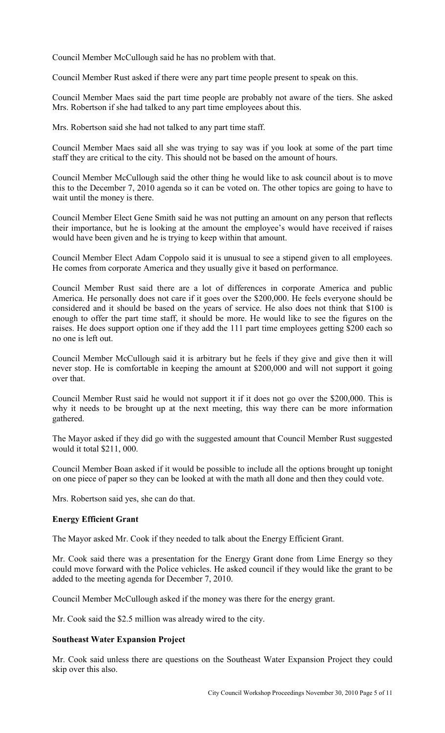Council Member McCullough said he has no problem with that.

Council Member Rust asked if there were any part time people present to speak on this.

Council Member Maes said the part time people are probably not aware of the tiers. She asked Mrs. Robertson if she had talked to any part time employees about this.

Mrs. Robertson said she had not talked to any part time staff.

Council Member Maes said all she was trying to say was if you look at some of the part time staff they are critical to the city. This should not be based on the amount of hours.

Council Member McCullough said the other thing he would like to ask council about is to move this to the December 7, 2010 agenda so it can be voted on. The other topics are going to have to wait until the money is there.

Council Member Elect Gene Smith said he was not putting an amount on any person that reflects their importance, but he is looking at the amount the employee's would have received if raises would have been given and he is trying to keep within that amount.

Council Member Elect Adam Coppolo said it is unusual to see a stipend given to all employees. He comes from corporate America and they usually give it based on performance.

Council Member Rust said there are a lot of differences in corporate America and public America. He personally does not care if it goes over the $200,000. He feels everyone should be considered and it should be based on the years of service. He also does not think that $100 is enough to offer the part time staff, it should be more. He would like to see the figures on the raises. He does support option one if they add the 111 part time employees getting $200 each so no one is left out.

Council Member McCullough said it is arbitrary but he feels if they give and give then it will never stop. He is comfortable in keeping the amount at $200,000 and will not support it going over that.

Council Member Rust said he would not support it if it does not go over the $200,000. This is why it needs to be brought up at the next meeting, this way there can be more information gathered.

The Mayor asked if they did go with the suggested amount that Council Member Rust suggested would it total $211, 000.

Council Member Boan asked if it would be possible to include all the options brought up tonight on one piece of paper so they can be looked at with the math all done and then they could vote.

Mrs. Robertson said yes, she can do that.

**Energy Efficient Grant**

The Mayor asked Mr. Cook if they needed to talk about the Energy Efficient Grant.

Mr. Cook said there was a presentation for the Energy Grant done from Lime Energy so they could move forward with the Police vehicles. He asked council if they would like the grant to be added to the meeting agenda for December 7, 2010.

Council Member McCullough asked if the money was there for the energy grant.

Mr. Cook said the $2.5 million was already wired to the city.

**Southeast Water Expansion Project**

Mr. Cook said unless there are questions on the Southeast Water Expansion Project they could skip over this also.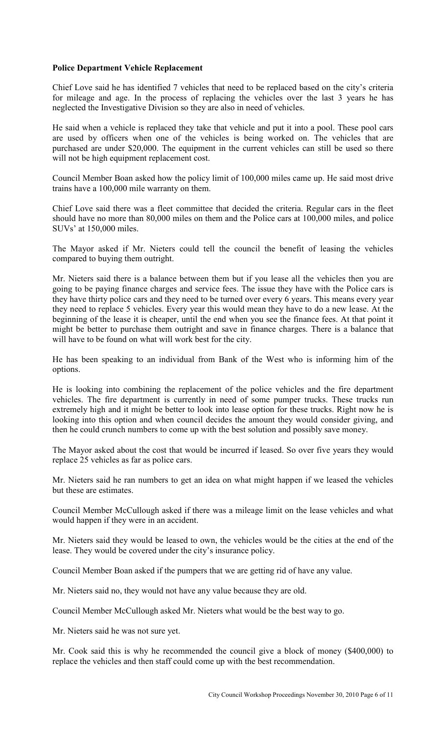**Police Department Vehicle Replacement**

Chief Love said he has identified 7 vehicles that need to be replaced based on the city's criteria for mileage and age. In the process of replacing the vehicles over the last 3 years he has neglected the Investigative Division so they are also in need of vehicles.

He said when a vehicle is replaced they take that vehicle and put it into a pool. These pool cars are used by officers when one of the vehicles is being worked on. The vehicles that are purchased are under $20,000. The equipment in the current vehicles can still be used so there will not be high equipment replacement cost.

Council Member Boan asked how the policy limit of 100,000 miles came up. He said most drive trains have a 100,000 mile warranty on them.

Chief Love said there was a fleet committee that decided the criteria. Regular cars in the fleet should have no more than 80,000 miles on them and the Police cars at 100,000 miles, and police SUVs' at 150,000 miles.

The Mayor asked if Mr. Nieters could tell the council the benefit of leasing the vehicles compared to buying them outright.

Mr. Nieters said there is a balance between them but if you lease all the vehicles then you are going to be paying finance charges and service fees. The issue they have with the Police cars is they have thirty police cars and they need to be turned over every 6 years. This means every year they need to replace 5 vehicles. Every year this would mean they have to do a new lease. At the beginning of the lease it is cheaper, until the end when you see the finance fees. At that point it might be better to purchase them outright and save in finance charges. There is a balance that will have to be found on what will work best for the city.

He has been speaking to an individual from Bank of the West who is informing him of the options.

He is looking into combining the replacement of the police vehicles and the fire department vehicles. The fire department is currently in need of some pumper trucks. These trucks run extremely high and it might be better to look into lease option for these trucks. Right now he is looking into this option and when council decides the amount they would consider giving, and then he could crunch numbers to come up with the best solution and possibly save money.

The Mayor asked about the cost that would be incurred if leased. So over five years they would replace 25 vehicles as far as police cars.

Mr. Nieters said he ran numbers to get an idea on what might happen if we leased the vehicles but these are estimates.

Council Member McCullough asked if there was a mileage limit on the lease vehicles and what would happen if they were in an accident.

Mr. Nieters said they would be leased to own, the vehicles would be the cities at the end of the lease. They would be covered under the city's insurance policy.

Council Member Boan asked if the pumpers that we are getting rid of have any value.

Mr. Nieters said no, they would not have any value because they are old.

Council Member McCullough asked Mr. Nieters what would be the best way to go.

Mr. Nieters said he was not sure yet.

Mr. Cook said this is why he recommended the council give a block of money ($400,000) to replace the vehicles and then staff could come up with the best recommendation.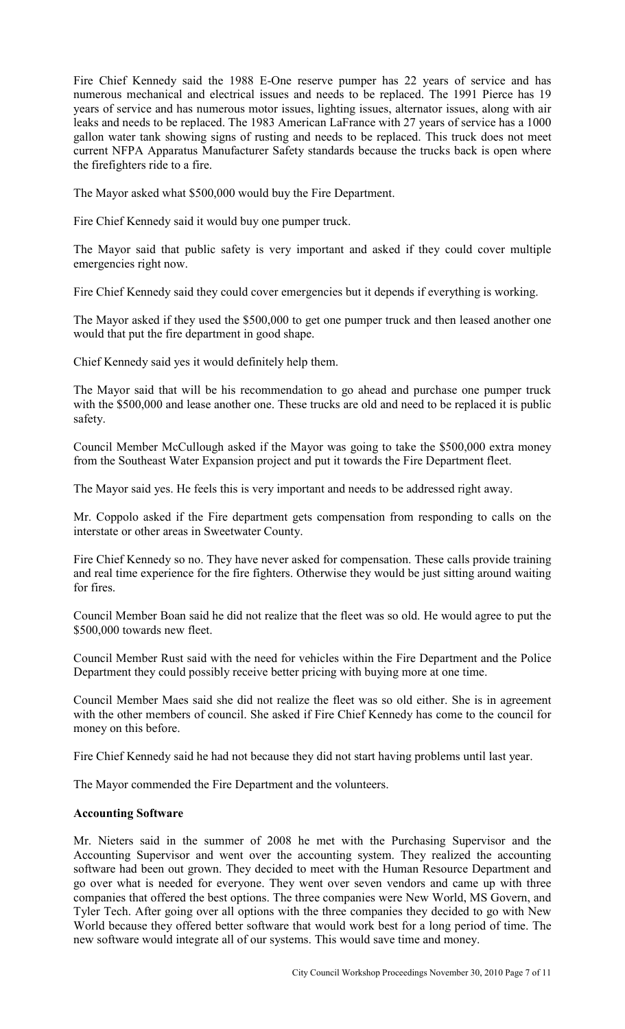Fire Chief Kennedy said the 1988 E-One reserve pumper has 22 years of service and has numerous mechanical and electrical issues and needs to be replaced. The 1991 Pierce has 19 years of service and has numerous motor issues, lighting issues, alternator issues, along with air leaks and needs to be replaced. The 1983 American LaFrance with 27 years of service has a 1000 gallon water tank showing signs of rusting and needs to be replaced. This truck does not meet current NFPA Apparatus Manufacturer Safety standards because the trucks back is open where the firefighters ride to a fire.

The Mayor asked what $500,000 would buy the Fire Department.

Fire Chief Kennedy said it would buy one pumper truck.

The Mayor said that public safety is very important and asked if they could cover multiple emergencies right now.

Fire Chief Kennedy said they could cover emergencies but it depends if everything is working.

The Mayor asked if they used the $500,000 to get one pumper truck and then leased another one would that put the fire department in good shape.

Chief Kennedy said yes it would definitely help them.

The Mayor said that will be his recommendation to go ahead and purchase one pumper truck with the $500,000 and lease another one. These trucks are old and need to be replaced it is public safety.

Council Member McCullough asked if the Mayor was going to take the $500,000 extra money from the Southeast Water Expansion project and put it towards the Fire Department fleet.

The Mayor said yes. He feels this is very important and needs to be addressed right away.

Mr. Coppolo asked if the Fire department gets compensation from responding to calls on the interstate or other areas in Sweetwater County.

Fire Chief Kennedy so no. They have never asked for compensation. These calls provide training and real time experience for the fire fighters. Otherwise they would be just sitting around waiting for fires.

Council Member Boan said he did not realize that the fleet was so old. He would agree to put the $500,000 towards new fleet.

Council Member Rust said with the need for vehicles within the Fire Department and the Police Department they could possibly receive better pricing with buying more at one time.

Council Member Maes said she did not realize the fleet was so old either. She is in agreement with the other members of council. She asked if Fire Chief Kennedy has come to the council for money on this before.

Fire Chief Kennedy said he had not because they did not start having problems until last year.

The Mayor commended the Fire Department and the volunteers.

**Accounting Software**

Mr. Nieters said in the summer of 2008 he met with the Purchasing Supervisor and the Accounting Supervisor and went over the accounting system. They realized the accounting software had been out grown. They decided to meet with the Human Resource Department and go over what is needed for everyone. They went over seven vendors and came up with three companies that offered the best options. The three companies were New World, MS Govern, and Tyler Tech. After going over all options with the three companies they decided to go with New World because they offered better software that would work best for a long period of time. The new software would integrate all of our systems. This would save time and money.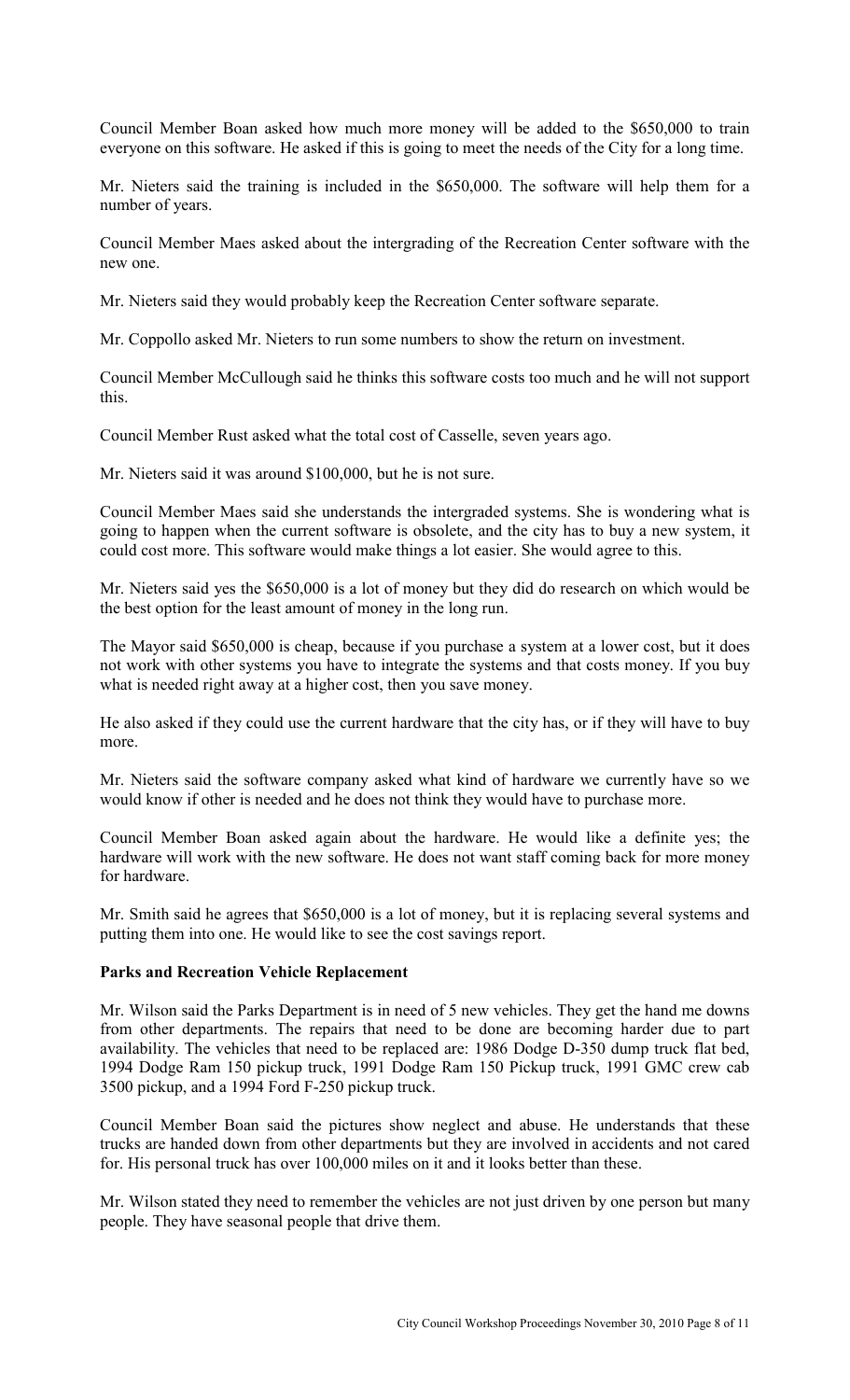Council Member Boan asked how much more money will be added to the $650,000 to train everyone on this software. He asked if this is going to meet the needs of the City for a long time.

Mr. Nieters said the training is included in the $650,000. The software will help them for a number of years.

Council Member Maes asked about the intergrading of the Recreation Center software with the new one.

Mr. Nieters said they would probably keep the Recreation Center software separate.

Mr. Coppollo asked Mr. Nieters to run some numbers to show the return on investment.

Council Member McCullough said he thinks this software costs too much and he will not support this.

Council Member Rust asked what the total cost of Casselle, seven years ago.

Mr. Nieters said it was around $100,000, but he is not sure.

Council Member Maes said she understands the intergraded systems. She is wondering what is going to happen when the current software is obsolete, and the city has to buy a new system, it could cost more. This software would make things a lot easier. She would agree to this.

Mr. Nieters said yes the $650,000 is a lot of money but they did do research on which would be the best option for the least amount of money in the long run.

The Mayor said $650,000 is cheap, because if you purchase a system at a lower cost, but it does not work with other systems you have to integrate the systems and that costs money. If you buy what is needed right away at a higher cost, then you save money.

He also asked if they could use the current hardware that the city has, or if they will have to buy more.

Mr. Nieters said the software company asked what kind of hardware we currently have so we would know if other is needed and he does not think they would have to purchase more.

Council Member Boan asked again about the hardware. He would like a definite yes; the hardware will work with the new software. He does not want staff coming back for more money for hardware.

Mr. Smith said he agrees that $650,000 is a lot of money, but it is replacing several systems and putting them into one. He would like to see the cost savings report.

**Parks and Recreation Vehicle Replacement**

Mr. Wilson said the Parks Department is in need of 5 new vehicles. They get the hand me downs from other departments. The repairs that need to be done are becoming harder due to part availability. The vehicles that need to be replaced are: 1986 Dodge D-350 dump truck flat bed, 1994 Dodge Ram 150 pickup truck, 1991 Dodge Ram 150 Pickup truck, 1991 GMC crew cab 3500 pickup, and a 1994 Ford F-250 pickup truck.

Council Member Boan said the pictures show neglect and abuse. He understands that these trucks are handed down from other departments but they are involved in accidents and not cared for. His personal truck has over 100,000 miles on it and it looks better than these.

Mr. Wilson stated they need to remember the vehicles are not just driven by one person but many people. They have seasonal people that drive them.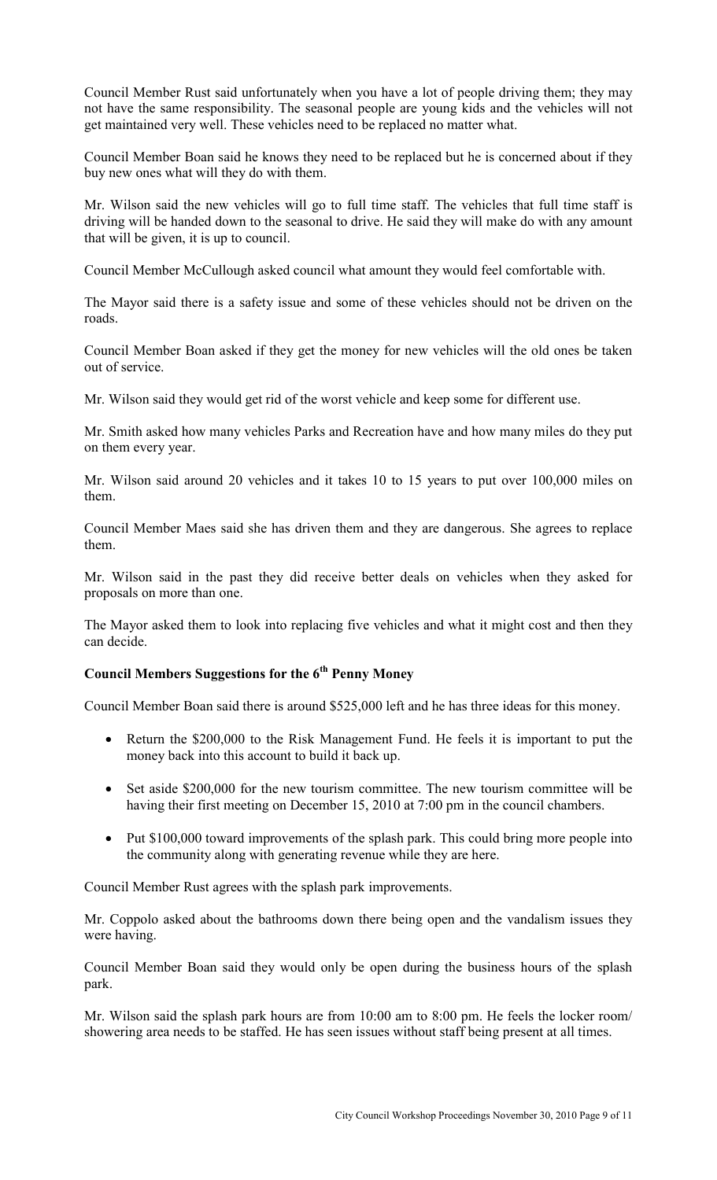Council Member Rust said unfortunately when you have a lot of people driving them; they may not have the same responsibility. The seasonal people are young kids and the vehicles will not get maintained very well. These vehicles need to be replaced no matter what.

Council Member Boan said he knows they need to be replaced but he is concerned about if they buy new ones what will they do with them.

Mr. Wilson said the new vehicles will go to full time staff. The vehicles that full time staff is driving will be handed down to the seasonal to drive. He said they will make do with any amount that will be given, it is up to council.

Council Member McCullough asked council what amount they would feel comfortable with.

The Mayor said there is a safety issue and some of these vehicles should not be driven on the roads.

Council Member Boan asked if they get the money for new vehicles will the old ones be taken out of service.

Mr. Wilson said they would get rid of the worst vehicle and keep some for different use.

Mr. Smith asked how many vehicles Parks and Recreation have and how many miles do they put on them every year.

Mr. Wilson said around 20 vehicles and it takes 10 to 15 years to put over 100,000 miles on them.

Council Member Maes said she has driven them and they are dangerous. She agrees to replace them.

Mr. Wilson said in the past they did receive better deals on vehicles when they asked for proposals on more than one.

The Mayor asked them to look into replacing five vehicles and what it might cost and then they can decide.

**Council Members Suggestions for the 6th Penny Money**

Council Member Boan said there is around $525,000 left and he has three ideas for this money.

- Return the $200,000 to the Risk Management Fund. He feels it is important to put the money back into this account to build it back up.
- Set aside $200,000 for the new tourism committee. The new tourism committee will be having their first meeting on December 15, 2010 at 7:00 pm in the council chambers.
- Put $100,000 toward improvements of the splash park. This could bring more people into the community along with generating revenue while they are here.

Council Member Rust agrees with the splash park improvements.

Mr. Coppolo asked about the bathrooms down there being open and the vandalism issues they were having.

Council Member Boan said they would only be open during the business hours of the splash park.

Mr. Wilson said the splash park hours are from 10:00 am to 8:00 pm. He feels the locker room/ showering area needs to be staffed. He has seen issues without staff being present at all times.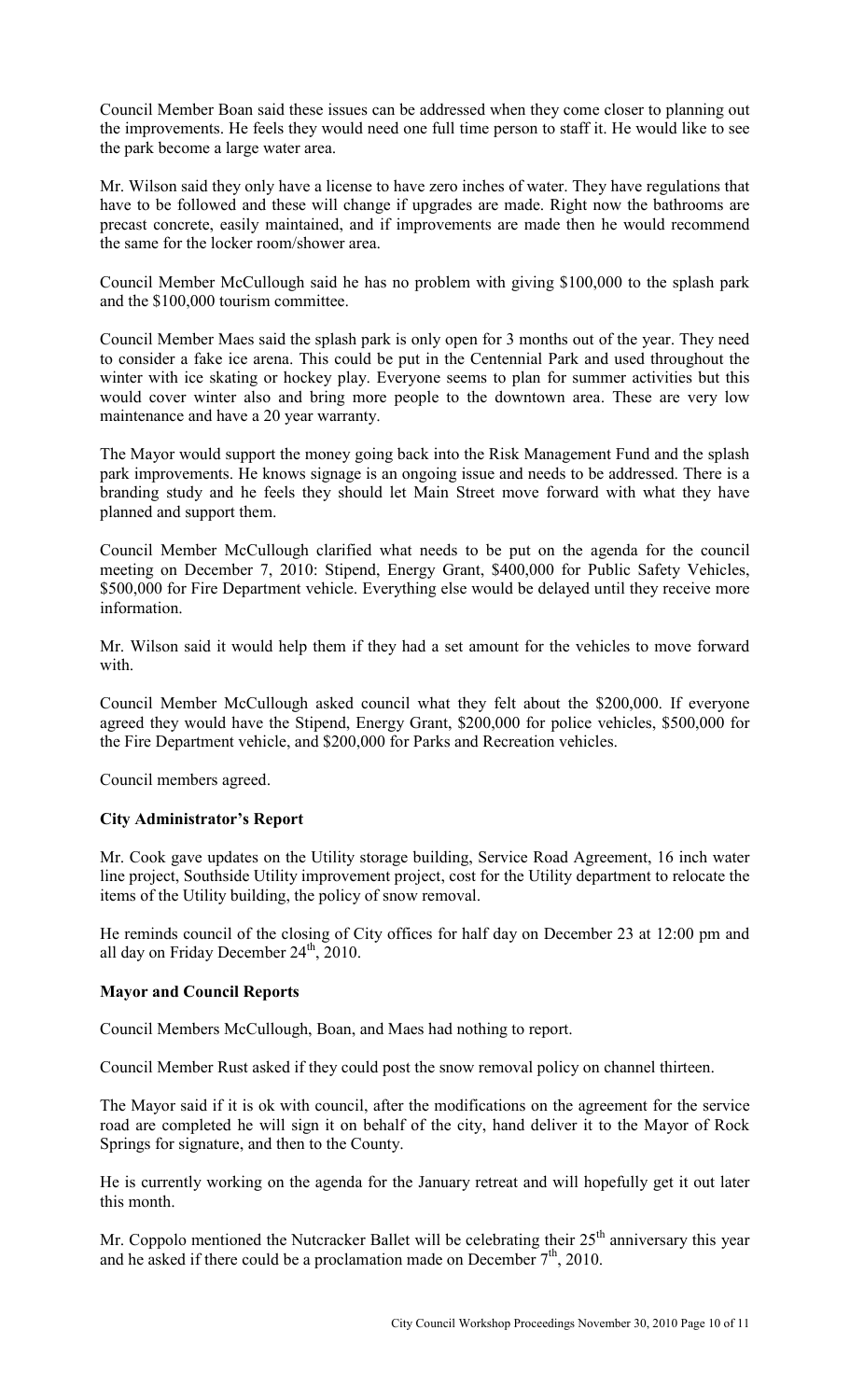Council Member Boan said these issues can be addressed when they come closer to planning out the improvements. He feels they would need one full time person to staff it. He would like to see the park become a large water area.

Mr. Wilson said they only have a license to have zero inches of water. They have regulations that have to be followed and these will change if upgrades are made. Right now the bathrooms are precast concrete, easily maintained, and if improvements are made then he would recommend the same for the locker room/shower area.

Council Member McCullough said he has no problem with giving $100,000 to the splash park and the $100,000 tourism committee.

Council Member Maes said the splash park is only open for 3 months out of the year. They need to consider a fake ice arena. This could be put in the Centennial Park and used throughout the winter with ice skating or hockey play. Everyone seems to plan for summer activities but this would cover winter also and bring more people to the downtown area. These are very low maintenance and have a 20 year warranty.

The Mayor would support the money going back into the Risk Management Fund and the splash park improvements. He knows signage is an ongoing issue and needs to be addressed. There is a branding study and he feels they should let Main Street move forward with what they have planned and support them.

Council Member McCullough clarified what needs to be put on the agenda for the council meeting on December 7, 2010: Stipend, Energy Grant, $400,000 for Public Safety Vehicles, $500,000 for Fire Department vehicle. Everything else would be delayed until they receive more information.

Mr. Wilson said it would help them if they had a set amount for the vehicles to move forward with.

Council Member McCullough asked council what they felt about the $200,000. If everyone agreed they would have the Stipend, Energy Grant, $200,000 for police vehicles, $500,000 for the Fire Department vehicle, and $200,000 for Parks and Recreation vehicles.

Council members agreed.

**City Administrator's Report**

Mr. Cook gave updates on the Utility storage building, Service Road Agreement, 16 inch water line project, Southside Utility improvement project, cost for the Utility department to relocate the items of the Utility building, the policy of snow removal.

He reminds council of the closing of City offices for half day on December 23 at 12:00 pm and all day on Friday December 24th, 2010.

**Mayor and Council Reports**

Council Members McCullough, Boan, and Maes had nothing to report.

Council Member Rust asked if they could post the snow removal policy on channel thirteen.

The Mayor said if it is ok with council, after the modifications on the agreement for the service road are completed he will sign it on behalf of the city, hand deliver it to the Mayor of Rock Springs for signature, and then to the County.

He is currently working on the agenda for the January retreat and will hopefully get it out later this month.

Mr. Coppolo mentioned the Nutcracker Ballet will be celebrating their 25th anniversary this year and he asked if there could be a proclamation made on December 7th, 2010.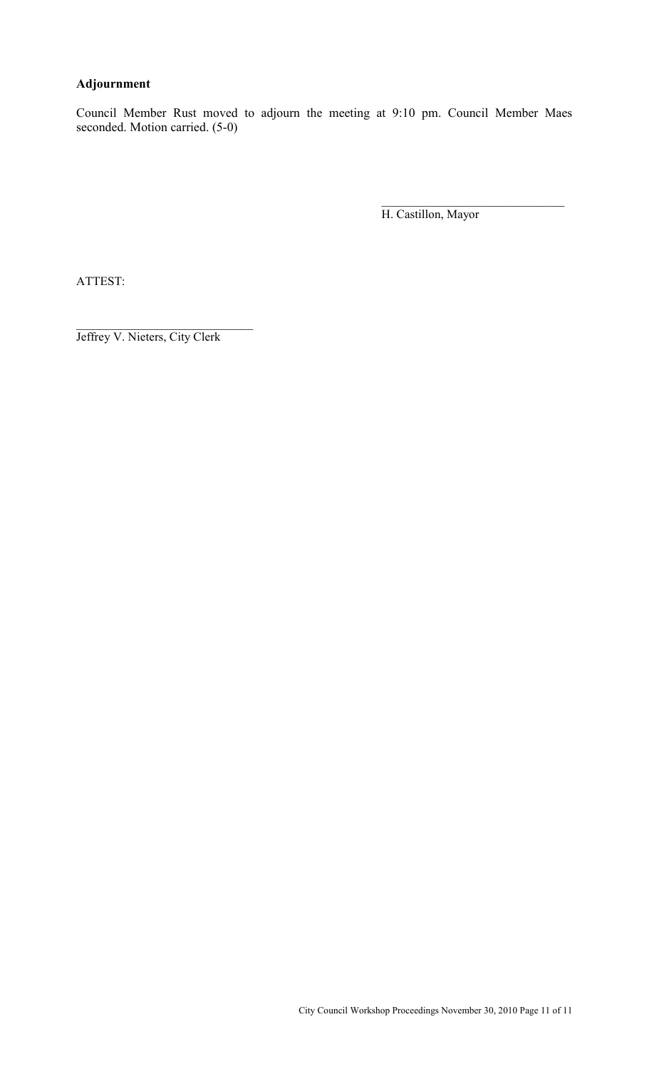**Adjournment**

Council Member Rust moved to adjourn the meeting at 9:10 pm. Council Member Maes seconded. Motion carried. (5-0)

\_\_\_\_\_\_\_\_\_\_\_\_\_\_\_\_\_\_\_\_\_\_\_\_\_\_\_\_\_\_
H. Castillon, Mayor

ATTEST:

\_\_\_\_\_\_\_\_\_\_\_\_\_\_\_\_\_\_\_\_\_\_\_\_\_\_\_\_\_\_
Jeffrey V. Nieters, City Clerk